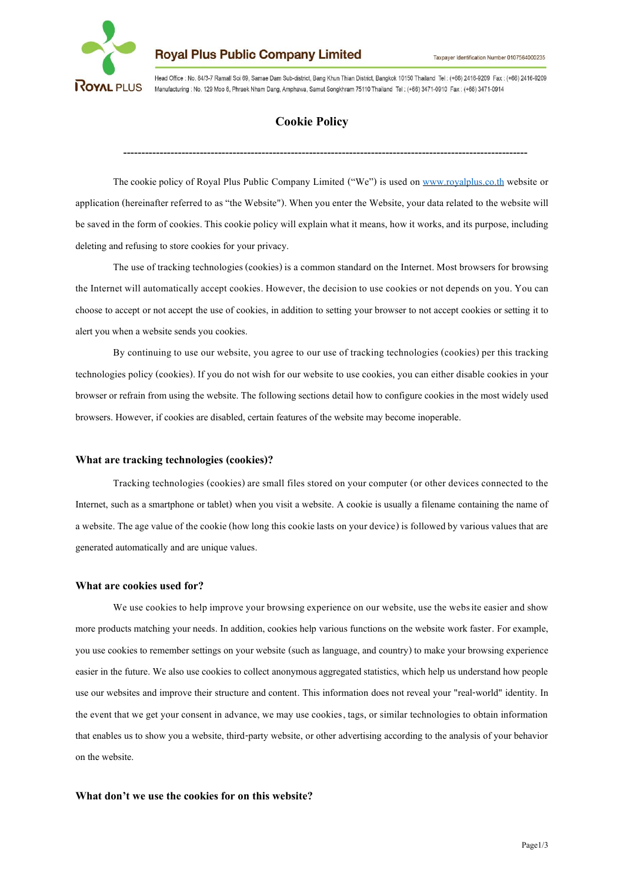# Cookie Policy

---

The cookie policy of Royal Plus Public Company Limited (“We”) is used on [www.royalplus.co.th](http://www.royalplus.co.th) website or application (hereinafter referred to as “the Website"). When you enter the Website, your data related to the website will be saved in the form of cookies. This cookie policy will explain what it means, how it works, and its purpose, including deleting and refusing to store cookies for your privacy.

The use of tracking technologies (cookies) is a common standard on the Internet. Most browsers for browsing the Internet will automatically accept cookies. However, the decision to use cookies or not depends on you. You can choose to accept or not accept the use of cookies, in addition to setting your browser to not accept cookies or setting it to alert you when a website sends you cookies.

By continuing to use our website, you agree to our use of tracking technologies (cookies) per this tracking technologies policy (cookies). If you do not wish for our website to use cookies, you can either disable cookies in your browser or refrain from using the website. The following sections detail how to configure cookies in the most widely used browsers. However, if cookies are disabled, certain features of the website may become inoperable.

### What are tracking technologies (cookies)?

Tracking technologies (cookies) are small files stored on your computer (or other devices connected to the Internet, such as a smartphone or tablet) when you visit a website. A cookie is usually a filename containing the name of a website. The age value of the cookie (how long this cookie lasts on your device) is followed by various values that are generated automatically and are unique values.

### What are cookies used for?

We use cookies to help improve your browsing experience on our website, use the website easier and show more products matching your needs. In addition, cookies help various functions on the website work faster. For example, you use cookies to remember settings on your website (such as language, and country) to make your browsing experience easier in the future. We also use cookies to collect anonymous aggregated statistics, which help us understand how people use our websites and improve their structure and content. This information does not reveal your "real-world" identity. In the event that we get your consent in advance, we may use cookies, tags, or similar technologies to obtain information that enables us to show you a website, third-party website, or other advertising according to the analysis of your behavior on the website.

### What don’t we use the cookies for on this website?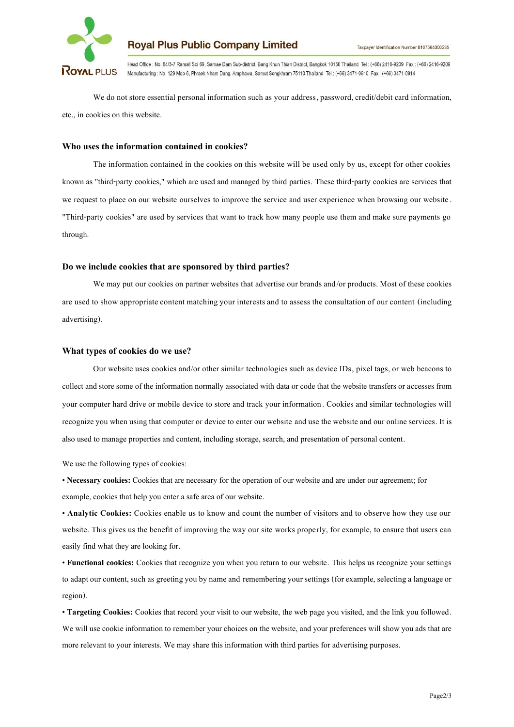We do not store essential personal information such as your address, password, credit/debit card information, etc., in cookies on this website.

### Who uses the information contained in cookies?

The information contained in the cookies on this website will be used only by us, except for other cookies known as "third-party cookies," which are used and managed by third parties. These third-party cookies are services that we request to place on our website ourselves to improve the service and user experience when browsing our website. "Third-party cookies" are used by services that want to track how many people use them and make sure payments go through.

### Do we include cookies that are sponsored by third parties?

We may put our cookies on partner websites that advertise our brands and/or products. Most of these cookies are used to show appropriate content matching your interests and to assess the consultation of our content (including advertising).

### What types of cookies do we use?

Our website uses cookies and/or other similar technologies such as device IDs, pixel tags, or web beacons to collect and store some of the information normally associated with data or code that the website transfers or accesses from your computer hard drive or mobile device to store and track your information. Cookies and similar technologies will recognize you when using that computer or device to enter our website and use the website and our online services. It is also used to manage properties and content, including storage, search, and presentation of personal content.

We use the following types of cookies:

- **Necessary cookies:** Cookies that are necessary for the operation of our website and are under our agreement; for example, cookies that help you enter a safe area of our website.
- **Analytic Cookies:** Cookies enable us to know and count the number of visitors and to observe how they use our website. This gives us the benefit of improving the way our site works properly, for example, to ensure that users can easily find what they are looking for.
- **Functional cookies:** Cookies that recognize you when you return to our website. This helps us recognize your settings to adapt our content, such as greeting you by name and remembering your settings (for example, selecting a language or region).
- **Targeting Cookies:** Cookies that record your visit to our website, the web page you visited, and the link you followed. We will use cookie information to remember your choices on the website, and your preferences will show you ads that are more relevant to your interests. We may share this information with third parties for advertising purposes.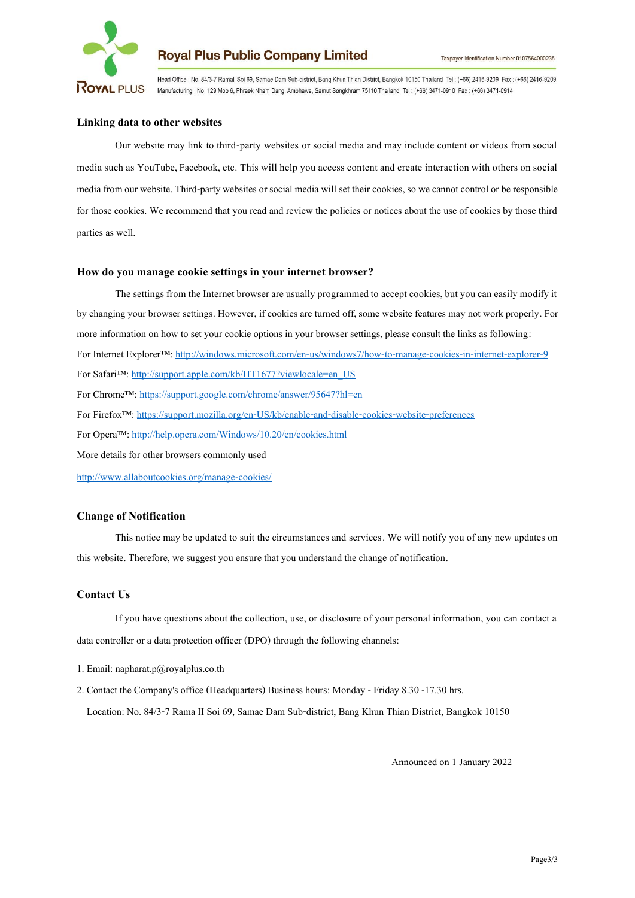## Linking data to other websites

Our website may link to third-party websites or social media and may include content or videos from social media such as YouTube, Facebook, etc. This will help you access content and create interaction with others on social media from our website. Third-party websites or social media will set their cookies, so we cannot control or be responsible for those cookies. We recommend that you read and review the policies or notices about the use of cookies by those third parties as well.

## How do you manage cookie settings in your internet browser?

The settings from the Internet browser are usually programmed to accept cookies, but you can easily modify it by changing your browser settings. However, if cookies are turned off, some website features may not work properly. For more information on how to set your cookie options in your browser settings, please consult the links as following:

For Internet Explorer™: http://windows.microsoft.com/en-us/windows7/how-to-manage-cookies-in-internet-explorer-9

For Safari™: http://support.apple.com/kb/HT1677?viewlocale=en_US

For Chrome™: https://support.google.com/chrome/answer/95647?hl=en

For Firefox™: https://support.mozilla.org/en-US/kb/enable-and-disable-cookies-website-preferences

For Opera™: http://help.opera.com/Windows/10.20/en/cookies.html

More details for other browsers commonly used

http://www.allaboutcookies.org/manage-cookies/

## Change of Notification

This notice may be updated to suit the circumstances and services. We will notify you of any new updates on this website. Therefore, we suggest you ensure that you understand the change of notification.

## Contact Us

If you have questions about the collection, use, or disclosure of your personal information, you can contact a data controller or a data protection officer (DPO) through the following channels:

1. Email: napharat.p@royalplus.co.th
2. Contact the Company's office (Headquarters) Business hours: Monday - Friday 8.30 -17.30 hrs.

   Location: No. 84/3-7 Rama II Soi 69, Samae Dam Sub-district, Bang Khun Thian District, Bangkok 10150

Announced on 1 January 2022